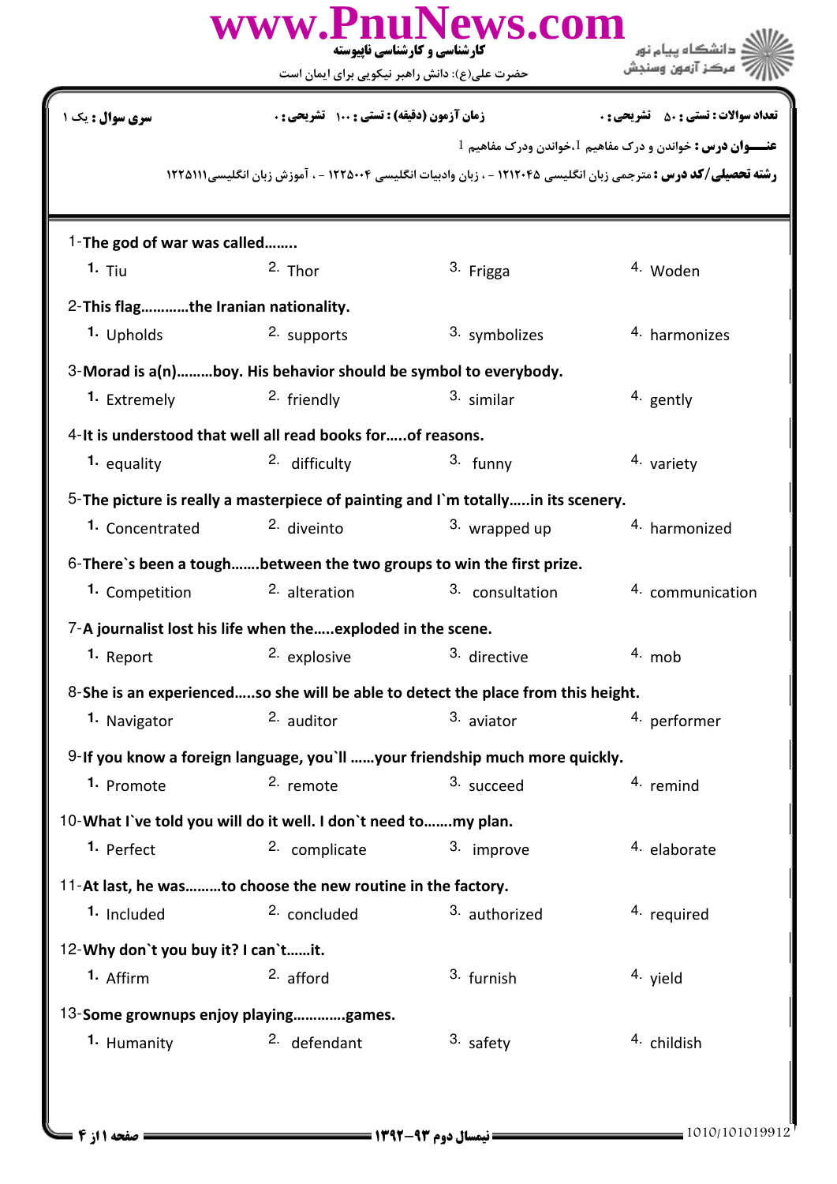www.PnuNews.com

کارشناسی و کارشناسی ناپیوسته

حضرت علی(ع): دانش راهبر نیکویی برای ایمان است

دانشگاه پیام نور
مرکز آزمون وسنجش

**سری سوال :** یک ۱ | **زمان آزمون (دقیقه) : تستی :** ۱۰۰ **تشریحی :** ۰ | **تعداد سوالات : تستی :** ۵۰ **تشریحی :** ۰

**عنـــوان درس :** خواندن و درک مفاهیم 1،خواندن ودرک مفاهیم 1

**رشته تحصیلی/کد درس :** مترجمی زبان انگلیسی ۱۲۱۲۰۴۵ - ، زبان وادبیات انگلیسی ۱۲۲۵۰۰۴ - ، آموزش زبان انگلیسی۱۲۲۵۱۱۱

1-**The god of war was called……..**

1. Tiu 2. Thor 3. Frigga 4. Woden

2-**This flag…………the Iranian nationality.**

1. Upholds 2. supports 3. symbolizes 4. harmonizes

3-**Morad is a(n)………boy. His behavior should be symbol to everybody.**

1. Extremely 2. friendly 3. similar 4. gently

4-**It is understood that well all read books for…..of reasons.**

1. equality 2. difficulty 3. funny 4. variety

5-**The picture is really a masterpiece of painting and I`m totally…..in its scenery.**

1. Concentrated 2. diveinto 3. wrapped up 4. harmonized

6-**There`s been a tough…….between the two groups to win the first prize.**

1. Competition 2. alteration 3. consultation 4. communication

7-**A journalist lost his life when the…..exploded in the scene.**

1. Report 2. explosive 3. directive 4. mob

8-**She is an experienced…..so she will be able to detect the place from this height.**

1. Navigator 2. auditor 3. aviator 4. performer

9-**If you know a foreign language, you`ll ……your friendship much more quickly.**

1. Promote 2. remote 3. succeed 4. remind

10-**What I`ve told you will do it well. I don`t need to…….my plan.**

1. Perfect 2. complicate 3. improve 4. elaborate

11-**At last, he was………to choose the new routine in the factory.**

1. Included 2. concluded 3. authorized 4. required

12-**Why don`t you buy it? I can`t……it.**

1. Affirm 2. afford 3. furnish 4. yield

13-**Some grownups enjoy playing………….games.**

1. Humanity 2. defendant 3. safety 4. childish

نیمسال دوم ۹۳-۱۳۹۲

1010/101019912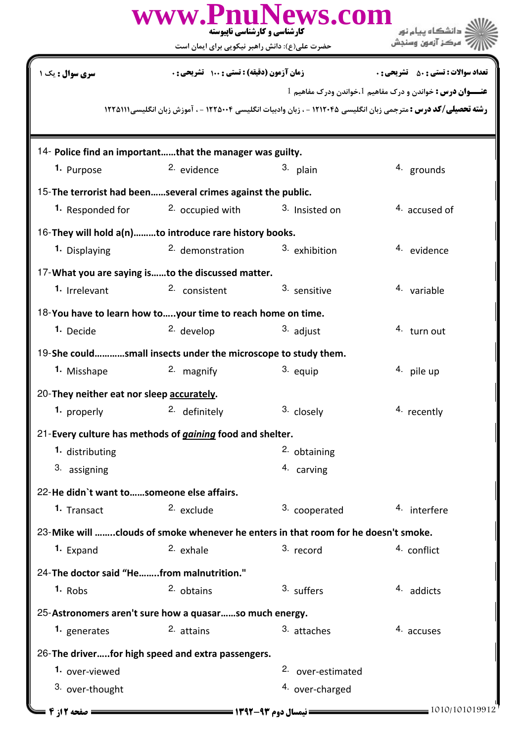سری سوال : یک ۱ | زمان آزمون (دقیقه) : تستی : ۱۰۰ تشریحی : ۰ | تعداد سوالات : تستی : ۵۰ تشریحی : ۰

**عنـــوان درس :** خواندن و درک مفاهیم 1،خواندن ودرک مفاهیم 1

**رشته تحصیلی/کد درس :** مترجمی زبان انگلیسی ۱۲۱۲۰۴۵ - ، زبان وادبیات انگلیسی ۱۲۲۵۰۰۴ - ، آموزش زبان انگلیسی۱۲۲۵۱۱۱

14- **Police find an important……that the manager was guilty.**

1. Purpose
2. evidence
3. plain
4. grounds

15-**The terrorist had been……several crimes against the public.**

1. Responded for
2. occupied with
3. Insisted on
4. accused of

16-**They will hold a(n)………to introduce rare history books.**

1. Displaying
2. demonstration
3. exhibition
4. evidence

17-**What you are saying is……to the discussed matter.**

1. Irrelevant
2. consistent
3. sensitive
4. variable

18-**You have to learn how to…..your time to reach home on time.**

1. Decide
2. develop
3. adjust
4. turn out

19-**She could…………small insects under the microscope to study them.**

1. Misshape
2. magnify
3. equip
4. pile up

20-**They neither eat nor sleep <u>accurately</u>.**

1. properly
2. definitely
3. closely
4. recently

21-**Every culture has methods of *<u>gaining</u>* food and shelter.**

1. distributing
2. obtaining
3. assigning
4. carving

22-**He didn`t want to……someone else affairs.**

1. Transact
2. exclude
3. cooperated
4. interfere

23-**Mike will ……..clouds of smoke whenever he enters in that room for he doesn't smoke.**

1. Expand
2. exhale
3. record
4. conflict

24-**The doctor said "He……..from malnutrition."**

1. Robs
2. obtains
3. suffers
4. addicts

25-**Astronomers aren't sure how a quasar……so much energy.**

1. generates
2. attains
3. attaches
4. accuses

26-**The driver…..for high speed and extra passengers.**

1. over-viewed
2. over-estimated
3. over-thought
4. over-charged

نیمسال دوم ۹۳-۱۳۹۲ | 1010/101019912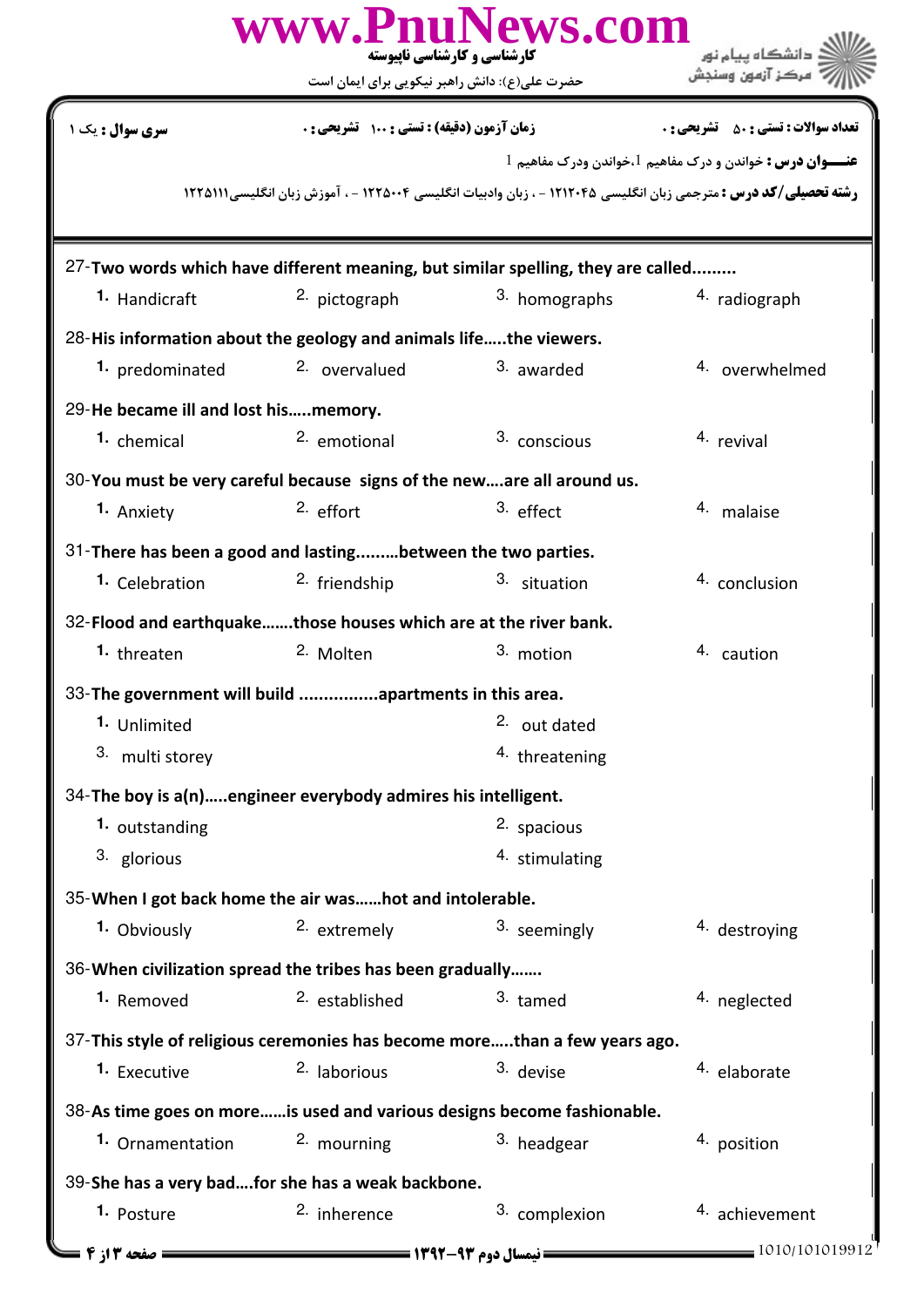سری سوال : یک ۱

زمان آزمون (دقیقه) : تستی : ۱۰۰ تشریحی : ۰

تعداد سوالات : تستی : ۵۰ تشریحی : ۰

**عنـــوان درس :** خواندن و درک مفاهیم 1،خواندن ودرک مفاهیم 1

**رشته تحصیلی/کد درس :** مترجمی زبان انگلیسی ۱۲۱۲۰۴۵ - ، زبان وادبیات انگلیسی ۱۲۲۵۰۰۴ - ، آموزش زبان انگلیسی۱۲۲۵۱۱۱

27-**Two words which have different meaning, but similar spelling, they are called.........**

1. Handicraft
2. pictograph
3. homographs
4. radiograph

28-**His information about the geology and animals life.....the viewers.**

1. predominated
2. overvalued
3. awarded
4. overwhelmed

29-**He became ill and lost his.....memory.**

1. chemical
2. emotional
3. conscious
4. revival

30-**You must be very careful because signs of the new....are all around us.**

1. Anxiety
2. effort
3. effect
4. malaise

31-**There has been a good and lasting.........between the two parties.**

1. Celebration
2. friendship
3. situation
4. conclusion

32-**Flood and earthquake.......those houses which are at the river bank.**

1. threaten
2. Molten
3. motion
4. caution

33-**The government will build ................apartments in this area.**

1. Unlimited
2. out dated
3. multi storey
4. threatening

34-**The boy is a(n).....engineer everybody admires his intelligent.**

1. outstanding
2. spacious
3. glorious
4. stimulating

35-**When I got back home the air was......hot and intolerable.**

1. Obviously
2. extremely
3. seemingly
4. destroying

36-**When civilization spread the tribes has been gradually.......**

1. Removed
2. established
3. tamed
4. neglected

37-**This style of religious ceremonies has become more.....than a few years ago.**

1. Executive
2. laborious
3. devise
4. elaborate

38-**As time goes on more......is used and various designs become fashionable.**

1. Ornamentation
2. mourning
3. headgear
4. position

39-**She has a very bad....for she has a weak backbone.**

1. Posture
2. inherence
3. complexion
4. achievement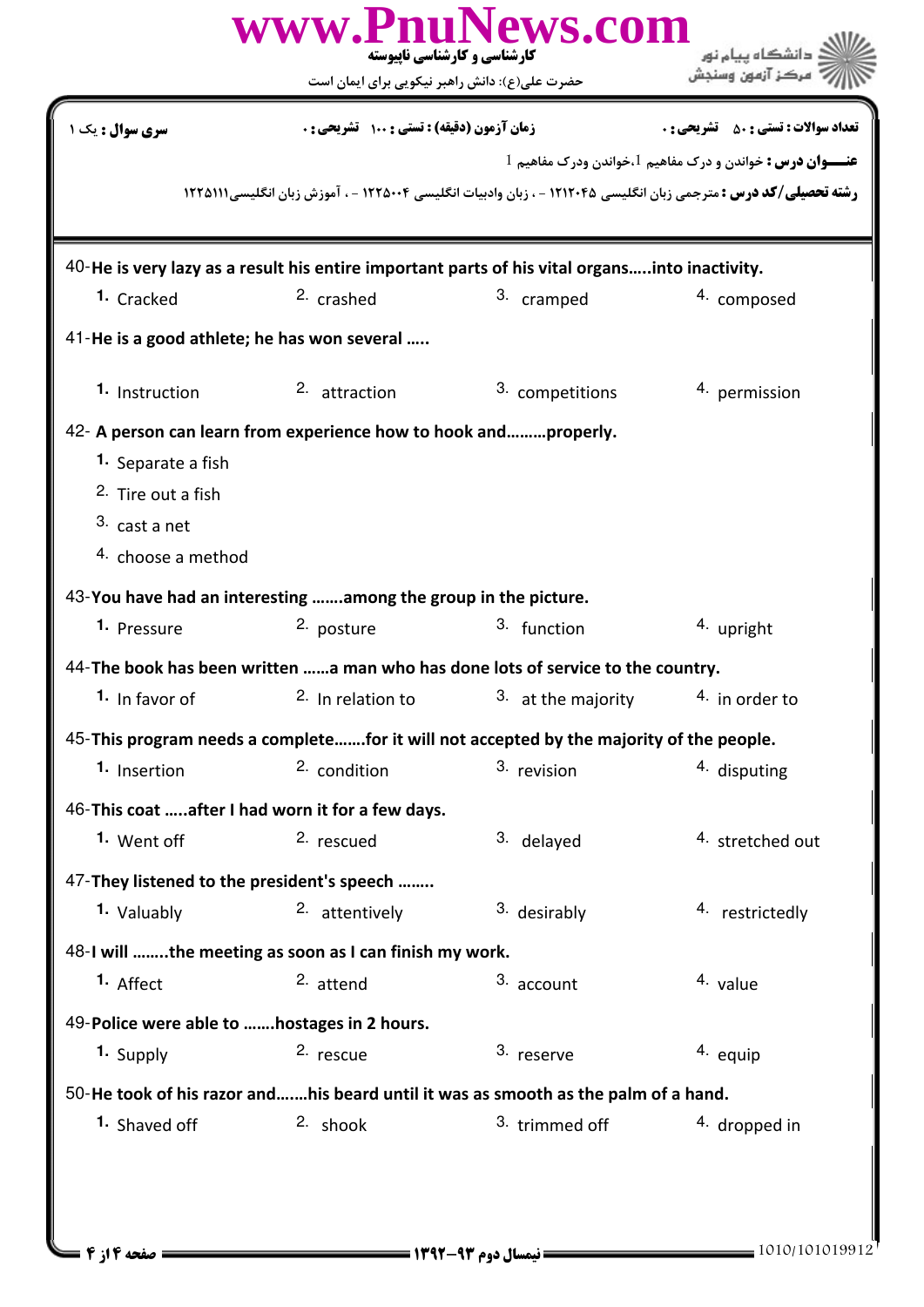| سری سوال : یک ۱ | زمان آزمون (دقیقه) : تستی : ۱۰۰ تشریحی : ۰ | تعداد سوالات : تستی : ۵۰ تشریحی : ۰ |
|---|---|---|

**عنـــوان درس :** خواندن و درک مفاهیم 1،خواندن ودرک مفاهیم 1

**رشته تحصیلی/کد درس :** مترجمی زبان انگلیسی ۱۲۱۲۰۴۵ - ، زبان وادبیات انگلیسی ۱۲۲۵۰۰۴ - ، آموزش زبان انگلیسی۱۲۲۵۱۱۱

40-**He is very lazy as a result his entire important parts of his vital organs…..into inactivity.**

1. Cracked
2. crashed
3. cramped
4. composed

41-**He is a good athlete; he has won several …..**

1. Instruction
2. attraction
3. competitions
4. permission

42- **A person can learn from experience how to hook and………properly.**

1. Separate a fish
2. Tire out a fish
3. cast a net
4. choose a method

43-**You have had an interesting …….among the group in the picture.**

1. Pressure
2. posture
3. function
4. upright

44-**The book has been written ……a man who has done lots of service to the country.**

1. In favor of
2. In relation to
3. at the majority
4. in order to

45-**This program needs a complete…….for it will not accepted by the majority of the people.**

1. Insertion
2. condition
3. revision
4. disputing

46-**This coat …..after I had worn it for a few days.**

1. Went off
2. rescued
3. delayed
4. stretched out

47-**They listened to the president's speech ……..**

1. Valuably
2. attentively
3. desirably
4. restrictedly

48-**I will ……..the meeting as soon as I can finish my work.**

1. Affect
2. attend
3. account
4. value

49-**Police were able to …….hostages in 2 hours.**

1. Supply
2. rescue
3. reserve
4. equip

50-**He took of his razor and…….his beard until it was as smooth as the palm of a hand.**

1. Shaved off
2. shook
3. trimmed off
4. dropped in